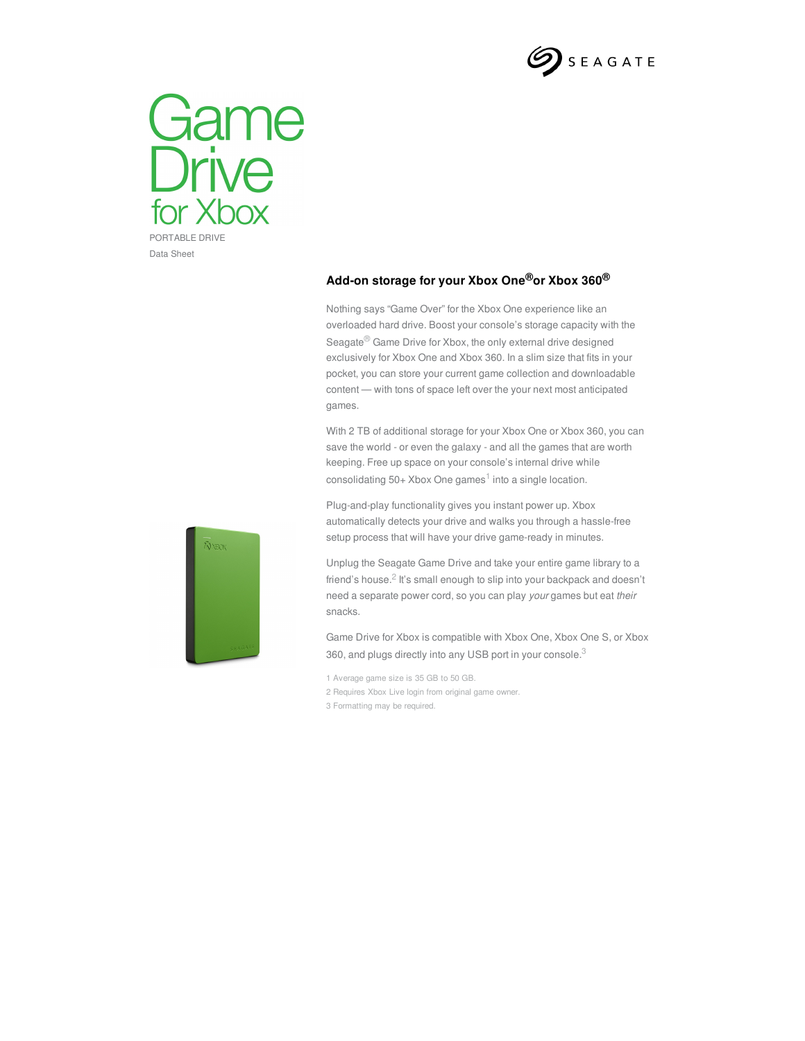# Game Drive for Xbox

PORTABLE DRIVE

Data Sheet

## Add-on storage for your Xbox One® or Xbox 360®

Nothing says "Game Over" for the Xbox One experience like an overloaded hard drive. Boost your console's storage capacity with the Seagate® Game Drive for Xbox, the only external drive designed exclusively for Xbox One and Xbox 360. In a slim size that fits in your pocket, you can store your current game collection and downloadable content — with tons of space left over the your next most anticipated games.

With 2 TB of additional storage for your Xbox One or Xbox 360, you can save the world - or even the galaxy - and all the games that are worth keeping. Free up space on your console's internal drive while consolidating 50+ Xbox One games[1] into a single location.

Plug-and-play functionality gives you instant power up. Xbox automatically detects your drive and walks you through a hassle-free setup process that will have your drive game-ready in minutes.

Unplug the Seagate Game Drive and take your entire game library to a friend's house.[2] It's small enough to slip into your backpack and doesn't need a separate power cord, so you can play *your* games but eat *their* snacks.

Game Drive for Xbox is compatible with Xbox One, Xbox One S, or Xbox 360, and plugs directly into any USB port in your console.[3]

1 Average game size is 35 GB to 50 GB.
2 Requires Xbox Live login from original game owner.
3 Formatting may be required.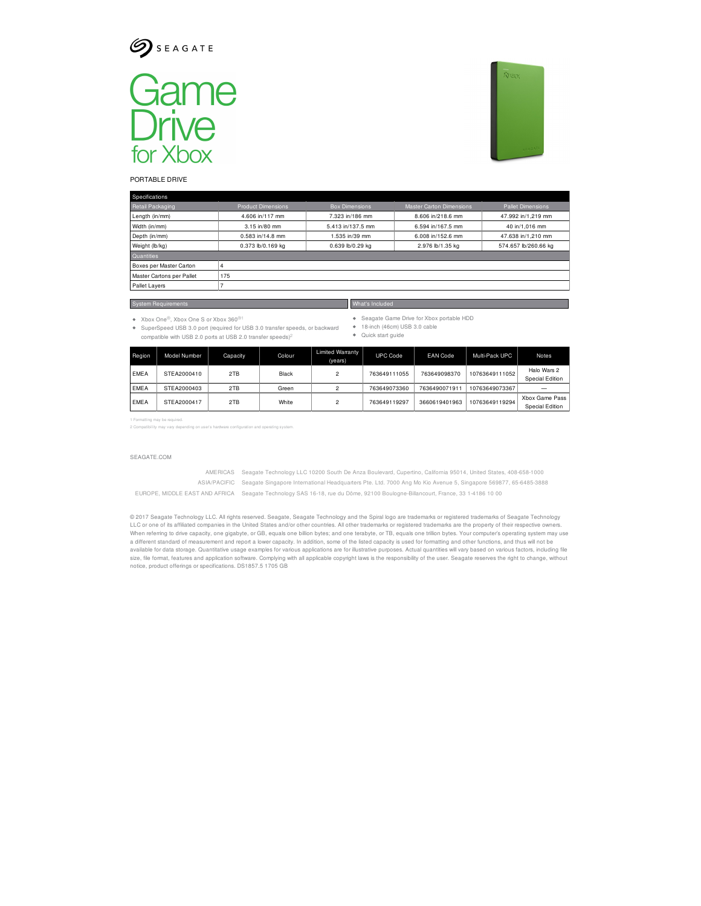SEAGATE

# Game Drive for Xbox

PORTABLE DRIVE

| Specifications | | | | |
|---|---|---|---|---|
| Retail Packaging | Product Dimensions | Box Dimensions | Master Carton Dimensions | Pallet Dimensions |
| Length (in/mm) | 4.606 in/117 mm | 7.323 in/186 mm | 8.606 in/218.6 mm | 47.992 in/1,219 mm |
| Width (in/mm) | 3.15 in/80 mm | 5.413 in/137.5 mm | 6.594 in/167.5 mm | 40 in/1,016 mm |
| Depth (in/mm) | 0.583 in/14.8 mm | 1.535 in/39 mm | 6.008 in/152.6 mm | 47.638 in/1,210 mm |
| Weight (lb/kg) | 0.373 lb/0.169 kg | 0.639 lb/0.29 kg | 2.976 lb/1.35 kg | 574.657 lb/260.66 kg |
| Quantities | | | | |
| Boxes per Master Carton | 4 | | | |
| Master Cartons per Pallet | 175 | | | |
| Pallet Layers | 7 | | | |

## System Requirements

- Xbox One®, Xbox One S or Xbox 360®[1]
- SuperSpeed USB 3.0 port (required for USB 3.0 transfer speeds, or backward compatible with USB 2.0 ports at USB 2.0 transfer speeds)[2]

## What's Included

- Seagate Game Drive for Xbox portable HDD
- 18-inch (46cm) USB 3.0 cable
- Quick start guide

| Region | Model Number | Capacity | Colour | Limited Warranty (years) | UPC Code | EAN Code | Multi-Pack UPC | Notes |
|---|---|---|---|---|---|---|---|---|
| EMEA | STEA2000410 | 2TB | Black | 2 | 763649111055 | 763649098370 | 10763649111052 | Halo Wars 2 Special Edition |
| EMEA | STEA2000403 | 2TB | Green | 2 | 763649073360 | 7636490071911 | 10763649073367 | — |
| EMEA | STEA2000417 | 2TB | White | 2 | 763649119297 | 3660619401963 | 10763649119294 | Xbox Game Pass Special Edition |

1 Formatting may be required.

2 Compatibility may vary depending on user's hardware configuration and operating system.

SEAGATE.COM

AMERICAS Seagate Technology LLC 10200 South De Anza Boulevard, Cupertino, California 95014, United States, 408-658-1000

ASIA/PACIFIC Seagate Singapore International Headquarters Pte. Ltd. 7000 Ang Mo Kio Avenue 5, Singapore 569877, 65-6485-3888

EUROPE, MIDDLE EAST AND AFRICA Seagate Technology SAS 16-18, rue du Dôme, 92100 Boulogne-Billancourt, France, 33 1-4186 10 00

© 2017 Seagate Technology LLC. All rights reserved. Seagate, Seagate Technology and the Spiral logo are trademarks or registered trademarks of Seagate Technology LLC or one of its affiliated companies in the United States and/or other countries. All other trademarks or registered trademarks are the property of their respective owners. When referring to drive capacity, one gigabyte, or GB, equals one billion bytes; and one terabyte, or TB, equals one trillion bytes. Your computer's operating system may use a different standard of measurement and report a lower capacity. In addition, some of the listed capacity is used for formatting and other functions, and thus will not be available for data storage. Quantitative usage examples for various applications are for illustrative purposes. Actual quantities will vary based on various factors, including file size, file format, features and application software. Complying with all applicable copyright laws is the responsibility of the user. Seagate reserves the right to change, without notice, product offerings or specifications. DS1857.5 1705 GB